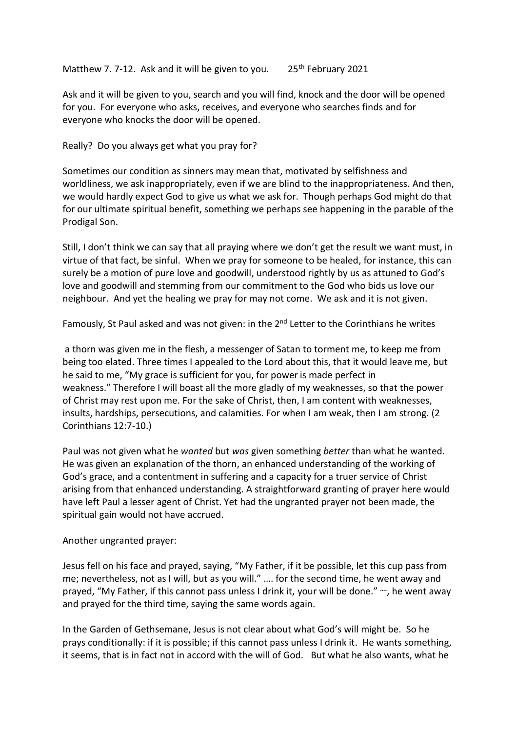Matthew 7. 7-12. Ask and it will be given to you. 25th February 2021

Ask and it will be given to you, search and you will find, knock and the door will be opened for you. For everyone who asks, receives, and everyone who searches finds and for everyone who knocks the door will be opened.

Really? Do you always get what you pray for?

Sometimes our condition as sinners may mean that, motivated by selfishness and worldliness, we ask inappropriately, even if we are blind to the inappropriateness. And then, we would hardly expect God to give us what we ask for. Though perhaps God might do that for our ultimate spiritual benefit, something we perhaps see happening in the parable of the Prodigal Son.

Still, I don't think we can say that all praying where we don't get the result we want must, in virtue of that fact, be sinful. When we pray for someone to be healed, for instance, this can surely be a motion of pure love and goodwill, understood rightly by us as attuned to God's love and goodwill and stemming from our commitment to the God who bids us love our neighbour. And yet the healing we pray for may not come. We ask and it is not given.

Famously, St Paul asked and was not given: in the 2nd Letter to the Corinthians he writes

a thorn was given me in the flesh, a messenger of Satan to torment me, to keep me from being too elated. Three times I appealed to the Lord about this, that it would leave me, but he said to me, "My grace is sufficient for you, for power is made perfect in weakness." Therefore I will boast all the more gladly of my weaknesses, so that the power of Christ may rest upon me. For the sake of Christ, then, I am content with weaknesses, insults, hardships, persecutions, and calamities. For when I am weak, then I am strong. (2 Corinthians 12:7-10.)

Paul was not given what he *wanted* but *was* given something *better* than what he wanted. He was given an explanation of the thorn, an enhanced understanding of the working of God's grace, and a contentment in suffering and a capacity for a truer service of Christ arising from that enhanced understanding. A straightforward granting of prayer here would have left Paul a lesser agent of Christ. Yet had the ungranted prayer not been made, the spiritual gain would not have accrued.

Another ungranted prayer:

Jesus fell on his face and prayed, saying, "My Father, if it be possible, let this cup pass from me; nevertheless, not as I will, but as you will." …. for the second time, he went away and prayed, "My Father, if this cannot pass unless I drink it, your will be done." …, he went away and prayed for the third time, saying the same words again.

In the Garden of Gethsemane, Jesus is not clear about what God's will might be. So he prays conditionally: if it is possible; if this cannot pass unless I drink it. He wants something, it seems, that is in fact not in accord with the will of God. But what he also wants, what he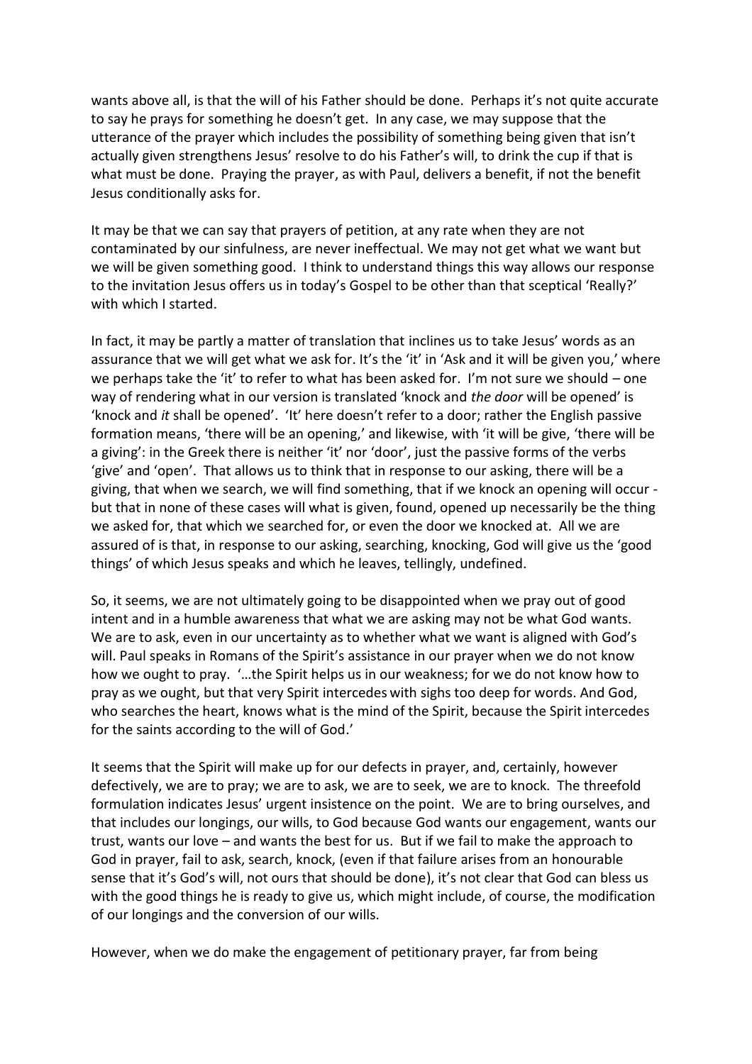wants above all, is that the will of his Father should be done. Perhaps it's not quite accurate to say he prays for something he doesn't get. In any case, we may suppose that the utterance of the prayer which includes the possibility of something being given that isn't actually given strengthens Jesus' resolve to do his Father's will, to drink the cup if that is what must be done. Praying the prayer, as with Paul, delivers a benefit, if not the benefit Jesus conditionally asks for.

It may be that we can say that prayers of petition, at any rate when they are not contaminated by our sinfulness, are never ineffectual. We may not get what we want but we will be given something good. I think to understand things this way allows our response to the invitation Jesus offers us in today's Gospel to be other than that sceptical 'Really?' with which I started.

In fact, it may be partly a matter of translation that inclines us to take Jesus' words as an assurance that we will get what we ask for. It's the 'it' in 'Ask and it will be given you,' where we perhaps take the 'it' to refer to what has been asked for. I'm not sure we should – one way of rendering what in our version is translated 'knock and *the door* will be opened' is 'knock and *it* shall be opened'. 'It' here doesn't refer to a door; rather the English passive formation means, 'there will be an opening,' and likewise, with 'it will be give, 'there will be a giving': in the Greek there is neither 'it' nor 'door', just the passive forms of the verbs 'give' and 'open'. That allows us to think that in response to our asking, there will be a giving, that when we search, we will find something, that if we knock an opening will occur - but that in none of these cases will what is given, found, opened up necessarily be the thing we asked for, that which we searched for, or even the door we knocked at. All we are assured of is that, in response to our asking, searching, knocking, God will give us the 'good things' of which Jesus speaks and which he leaves, tellingly, undefined.

So, it seems, we are not ultimately going to be disappointed when we pray out of good intent and in a humble awareness that what we are asking may not be what God wants. We are to ask, even in our uncertainty as to whether what we want is aligned with God's will. Paul speaks in Romans of the Spirit's assistance in our prayer when we do not know how we ought to pray. '…the Spirit helps us in our weakness; for we do not know how to pray as we ought, but that very Spirit intercedes with sighs too deep for words. And God, who searches the heart, knows what is the mind of the Spirit, because the Spirit intercedes for the saints according to the will of God.'

It seems that the Spirit will make up for our defects in prayer, and, certainly, however defectively, we are to pray; we are to ask, we are to seek, we are to knock. The threefold formulation indicates Jesus' urgent insistence on the point. We are to bring ourselves, and that includes our longings, our wills, to God because God wants our engagement, wants our trust, wants our love – and wants the best for us. But if we fail to make the approach to God in prayer, fail to ask, search, knock, (even if that failure arises from an honourable sense that it's God's will, not ours that should be done), it's not clear that God can bless us with the good things he is ready to give us, which might include, of course, the modification of our longings and the conversion of our wills.

However, when we do make the engagement of petitionary prayer, far from being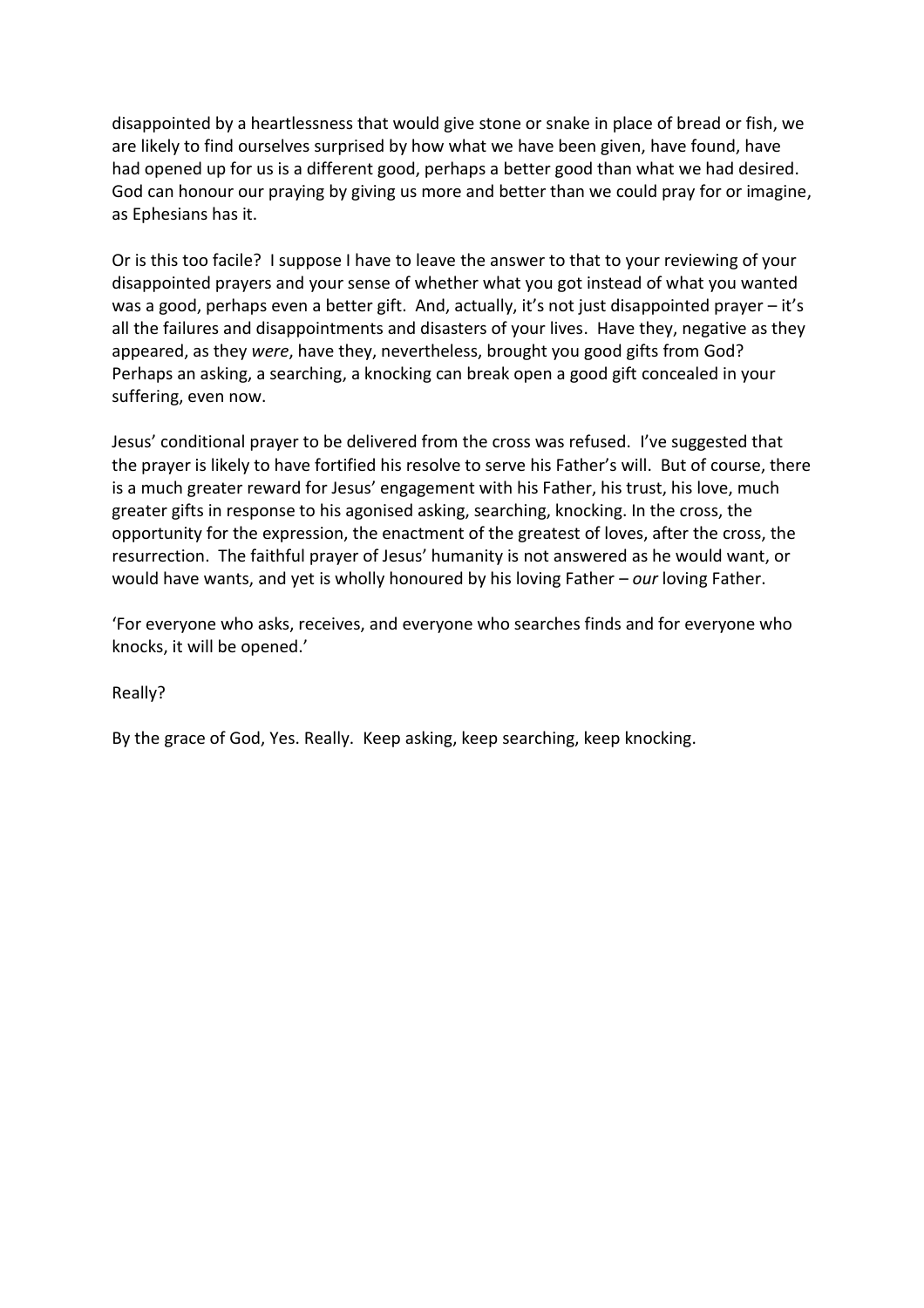disappointed by a heartlessness that would give stone or snake in place of bread or fish, we are likely to find ourselves surprised by how what we have been given, have found, have had opened up for us is a different good, perhaps a better good than what we had desired. God can honour our praying by giving us more and better than we could pray for or imagine, as Ephesians has it.

Or is this too facile? I suppose I have to leave the answer to that to your reviewing of your disappointed prayers and your sense of whether what you got instead of what you wanted was a good, perhaps even a better gift. And, actually, it's not just disappointed prayer – it's all the failures and disappointments and disasters of your lives. Have they, negative as they appeared, as they *were*, have they, nevertheless, brought you good gifts from God? Perhaps an asking, a searching, a knocking can break open a good gift concealed in your suffering, even now.

Jesus' conditional prayer to be delivered from the cross was refused. I've suggested that the prayer is likely to have fortified his resolve to serve his Father's will. But of course, there is a much greater reward for Jesus' engagement with his Father, his trust, his love, much greater gifts in response to his agonised asking, searching, knocking. In the cross, the opportunity for the expression, the enactment of the greatest of loves, after the cross, the resurrection. The faithful prayer of Jesus' humanity is not answered as he would want, or would have wants, and yet is wholly honoured by his loving Father – *our* loving Father.

'For everyone who asks, receives, and everyone who searches finds and for everyone who knocks, it will be opened.'

Really?

By the grace of God, Yes. Really. Keep asking, keep searching, keep knocking.